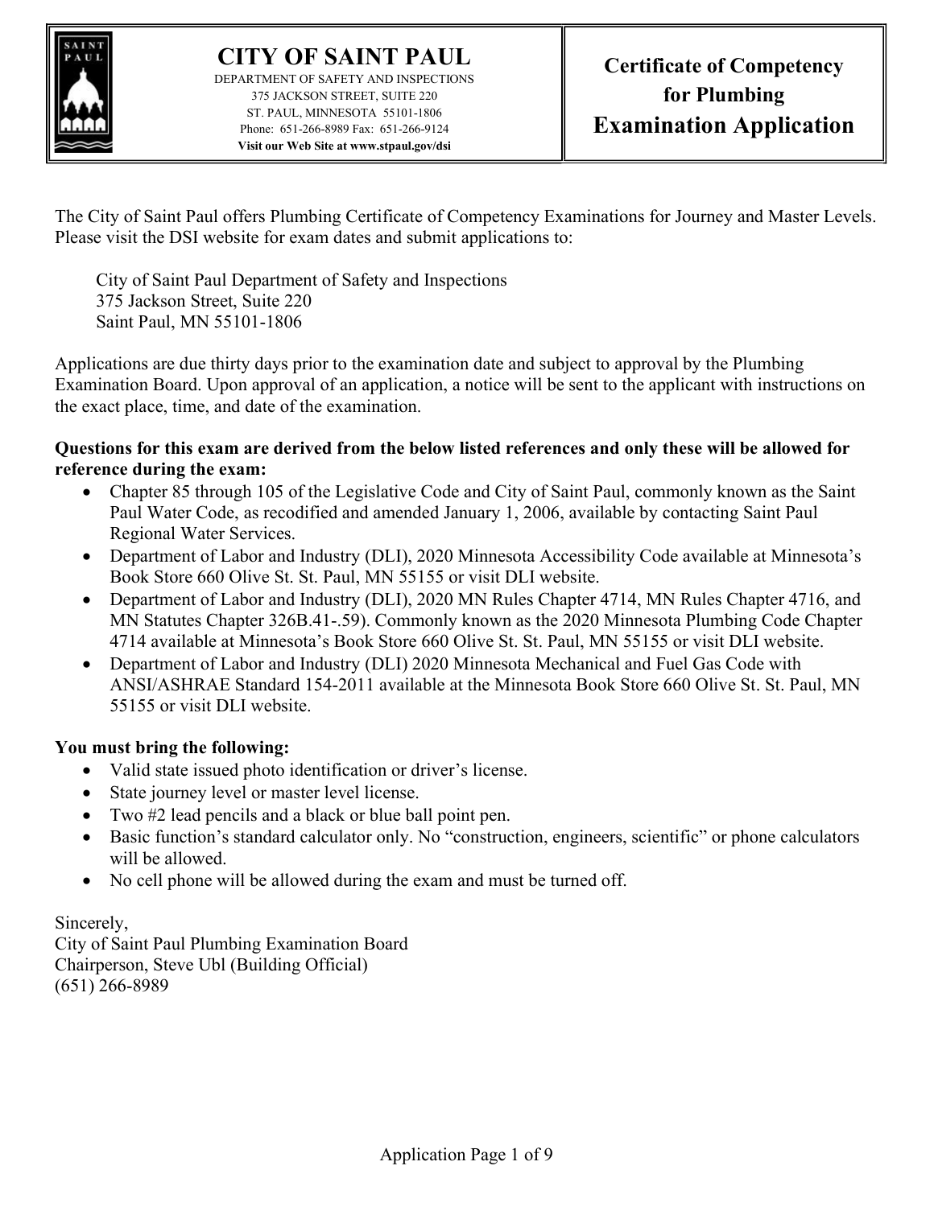# CITY OF SAINT PAUL

DEPARTMENT OF SAFETY AND INSPECTIONS
375 JACKSON STREET, SUITE 220
ST. PAUL, MINNESOTA 55101-1806
Phone: 651-266-8989 Fax: 651-266-9124
**Visit our Web Site at www.stpaul.gov/dsi**

## Certificate of Competency for Plumbing Examination Application

The City of Saint Paul offers Plumbing Certificate of Competency Examinations for Journey and Master Levels. Please visit the DSI website for exam dates and submit applications to:

City of Saint Paul Department of Safety and Inspections
375 Jackson Street, Suite 220
Saint Paul, MN 55101-1806

Applications are due thirty days prior to the examination date and subject to approval by the Plumbing Examination Board. Upon approval of an application, a notice will be sent to the applicant with instructions on the exact place, time, and date of the examination.

**Questions for this exam are derived from the below listed references and only these will be allowed for reference during the exam:**

- Chapter 85 through 105 of the Legislative Code and City of Saint Paul, commonly known as the Saint Paul Water Code, as recodified and amended January 1, 2006, available by contacting Saint Paul Regional Water Services.
- Department of Labor and Industry (DLI), 2020 Minnesota Accessibility Code available at Minnesota's Book Store 660 Olive St. St. Paul, MN 55155 or visit DLI website.
- Department of Labor and Industry (DLI), 2020 MN Rules Chapter 4714, MN Rules Chapter 4716, and MN Statutes Chapter 326B.41-.59). Commonly known as the 2020 Minnesota Plumbing Code Chapter 4714 available at Minnesota's Book Store 660 Olive St. St. Paul, MN 55155 or visit DLI website.
- Department of Labor and Industry (DLI) 2020 Minnesota Mechanical and Fuel Gas Code with ANSI/ASHRAE Standard 154-2011 available at the Minnesota Book Store 660 Olive St. St. Paul, MN 55155 or visit DLI website.

**You must bring the following:**

- Valid state issued photo identification or driver's license.
- State journey level or master level license.
- Two #2 lead pencils and a black or blue ball point pen.
- Basic function's standard calculator only. No "construction, engineers, scientific" or phone calculators will be allowed.
- No cell phone will be allowed during the exam and must be turned off.

Sincerely,
City of Saint Paul Plumbing Examination Board
Chairperson, Steve Ubl (Building Official)
(651) 266-8989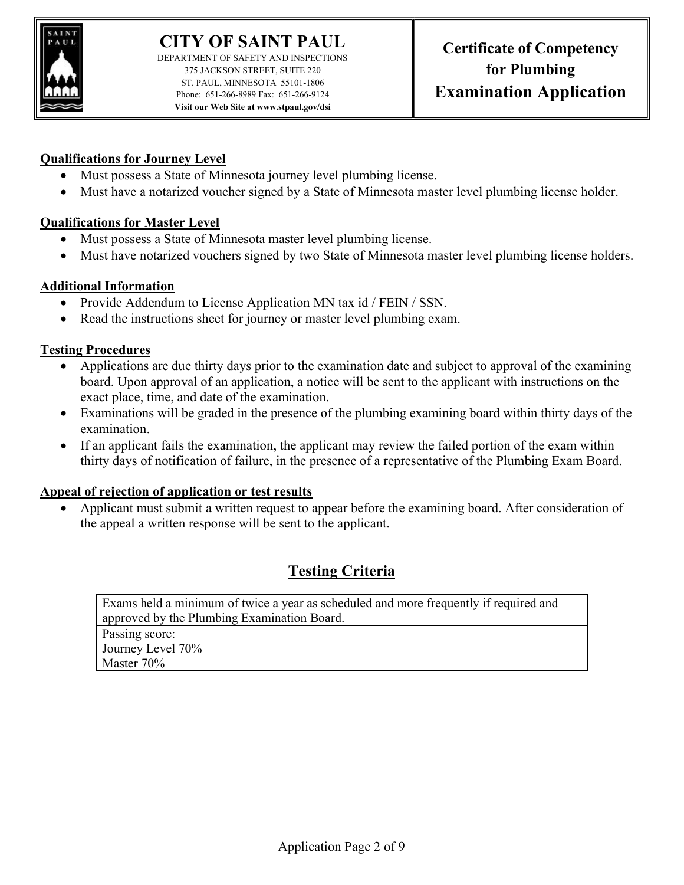# CITY OF SAINT PAUL

DEPARTMENT OF SAFETY AND INSPECTIONS
375 JACKSON STREET, SUITE 220
ST. PAUL, MINNESOTA 55101-1806
Phone: 651-266-8989 Fax: 651-266-9124
**Visit our Web Site at www.stpaul.gov/dsi**

**Certificate of Competency for Plumbing**
**Examination Application**

**Qualifications for Journey Level**

- Must possess a State of Minnesota journey level plumbing license.
- Must have a notarized voucher signed by a State of Minnesota master level plumbing license holder.

**Qualifications for Master Level**

- Must possess a State of Minnesota master level plumbing license.
- Must have notarized vouchers signed by two State of Minnesota master level plumbing license holders.

**Additional Information**

- Provide Addendum to License Application MN tax id / FEIN / SSN.
- Read the instructions sheet for journey or master level plumbing exam.

**Testing Procedures**

- Applications are due thirty days prior to the examination date and subject to approval of the examining board. Upon approval of an application, a notice will be sent to the applicant with instructions on the exact place, time, and date of the examination.
- Examinations will be graded in the presence of the plumbing examining board within thirty days of the examination.
- If an applicant fails the examination, the applicant may review the failed portion of the exam within thirty days of notification of failure, in the presence of a representative of the Plumbing Exam Board.

**Appeal of rejection of application or test results**

- Applicant must submit a written request to appear before the examining board. After consideration of the appeal a written response will be sent to the applicant.

## Testing Criteria

| Exams held a minimum of twice a year as scheduled and more frequently if required and approved by the Plumbing Examination Board. |
|---|
| Passing score:<br>Journey Level 70%<br>Master 70% |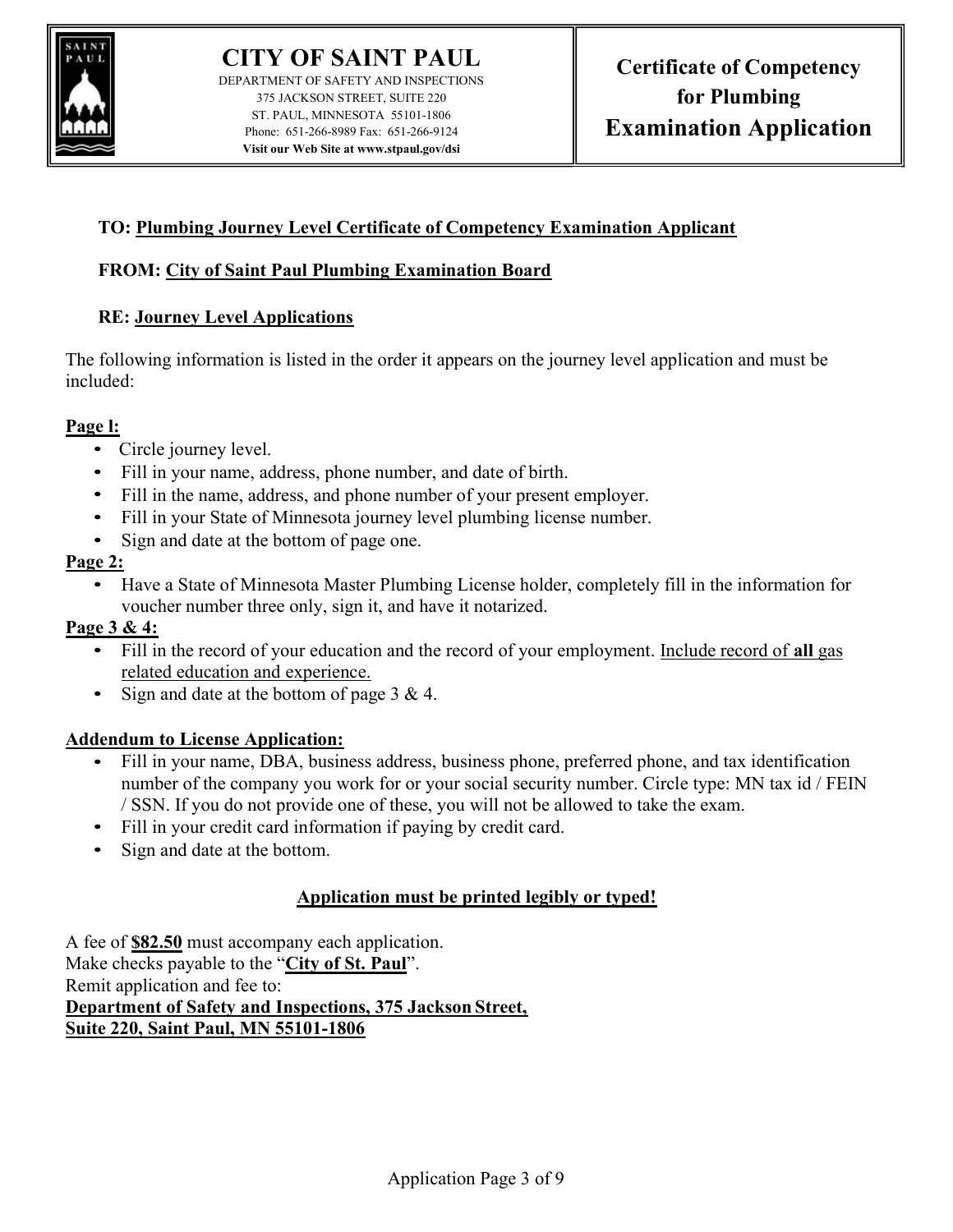# CITY OF SAINT PAUL

DEPARTMENT OF SAFETY AND INSPECTIONS
375 JACKSON STREET, SUITE 220
ST. PAUL, MINNESOTA 55101-1806
Phone: 651-266-8989 Fax: 651-266-9124
**Visit our Web Site at www.stpaul.gov/dsi**

## Certificate of Competency for Plumbing Examination Application

**TO: Plumbing Journey Level Certificate of Competency Examination Applicant**

**FROM: City of Saint Paul Plumbing Examination Board**

**RE: Journey Level Applications**

The following information is listed in the order it appears on the journey level application and must be included:

**Page l:**

- Circle journey level.
- Fill in your name, address, phone number, and date of birth.
- Fill in the name, address, and phone number of your present employer.
- Fill in your State of Minnesota journey level plumbing license number.
- Sign and date at the bottom of page one.

**Page 2:**

- Have a State of Minnesota Master Plumbing License holder, completely fill in the information for voucher number three only, sign it, and have it notarized.

**Page 3 & 4:**

- Fill in the record of your education and the record of your employment. Include record of **all** gas related education and experience.
- Sign and date at the bottom of page 3 & 4.

**Addendum to License Application:**

- Fill in your name, DBA, business address, business phone, preferred phone, and tax identification number of the company you work for or your social security number. Circle type: MN tax id / FEIN / SSN. If you do not provide one of these, you will not be allowed to take the exam.
- Fill in your credit card information if paying by credit card.
- Sign and date at the bottom.

**Application must be printed legibly or typed!**

A fee of **$82.50** must accompany each application.
Make checks payable to the "**City of St. Paul**".
Remit application and fee to:
**Department of Safety and Inspections, 375 Jackson Street, Suite 220, Saint Paul, MN 55101-1806**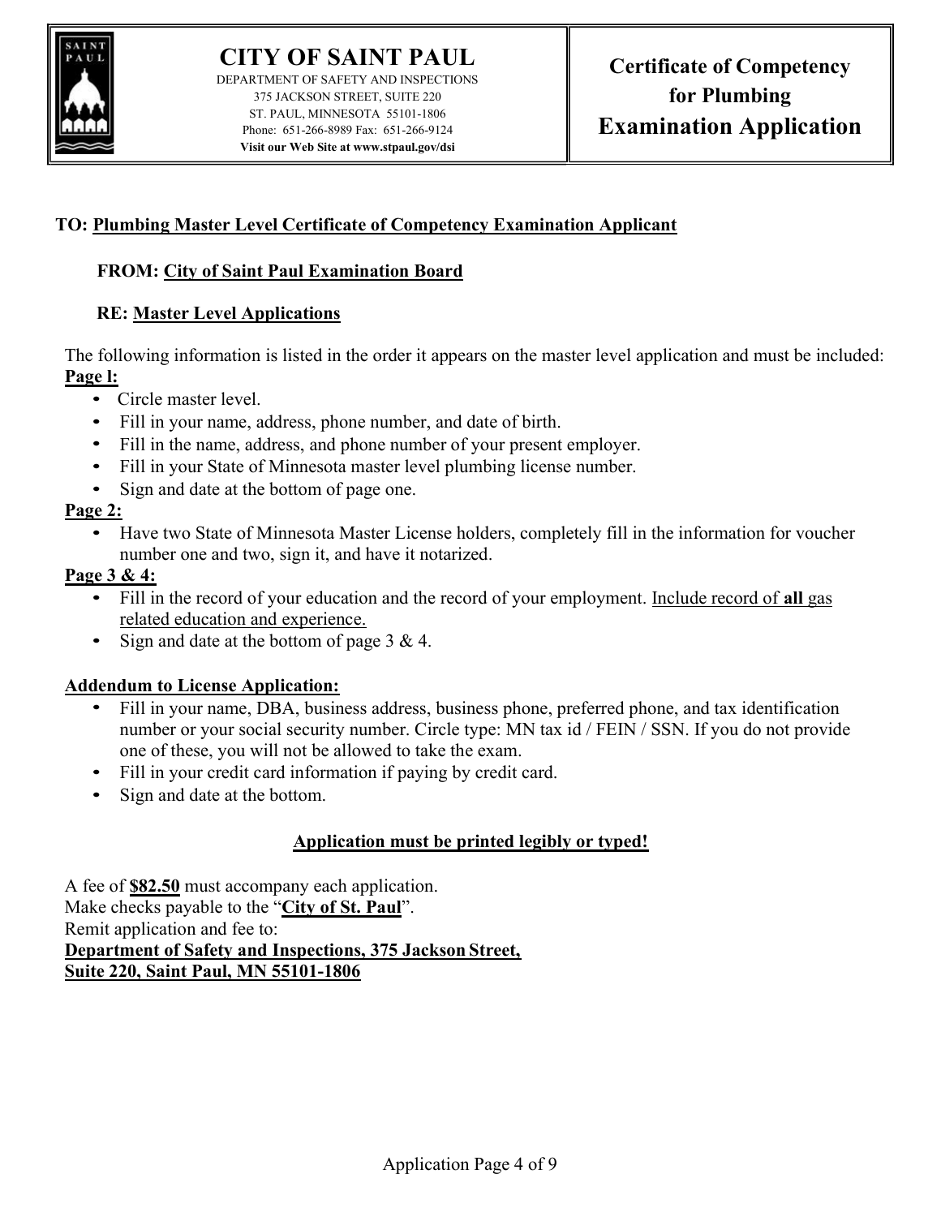# CITY OF SAINT PAUL

DEPARTMENT OF SAFETY AND INSPECTIONS
375 JACKSON STREET, SUITE 220
ST. PAUL, MINNESOTA 55101-1806
Phone: 651-266-8989 Fax: 651-266-9124
**Visit our Web Site at www.stpaul.gov/dsi**

## Certificate of Competency for Plumbing Examination Application

**TO: Plumbing Master Level Certificate of Competency Examination Applicant**

**FROM: City of Saint Paul Examination Board**

**RE: Master Level Applications**

The following information is listed in the order it appears on the master level application and must be included:

**Page l:**

- Circle master level.
- Fill in your name, address, phone number, and date of birth.
- Fill in the name, address, and phone number of your present employer.
- Fill in your State of Minnesota master level plumbing license number.
- Sign and date at the bottom of page one.

**Page 2:**

- Have two State of Minnesota Master License holders, completely fill in the information for voucher number one and two, sign it, and have it notarized.

**Page 3 & 4:**

- Fill in the record of your education and the record of your employment. Include record of **all** gas related education and experience.
- Sign and date at the bottom of page 3 & 4.

**Addendum to License Application:**

- Fill in your name, DBA, business address, business phone, preferred phone, and tax identification number or your social security number. Circle type: MN tax id / FEIN / SSN. If you do not provide one of these, you will not be allowed to take the exam.
- Fill in your credit card information if paying by credit card.
- Sign and date at the bottom.

**Application must be printed legibly or typed!**

A fee of **$82.50** must accompany each application.
Make checks payable to the "**City of St. Paul**".
Remit application and fee to:
**Department of Safety and Inspections, 375 Jackson Street, Suite 220, Saint Paul, MN 55101-1806**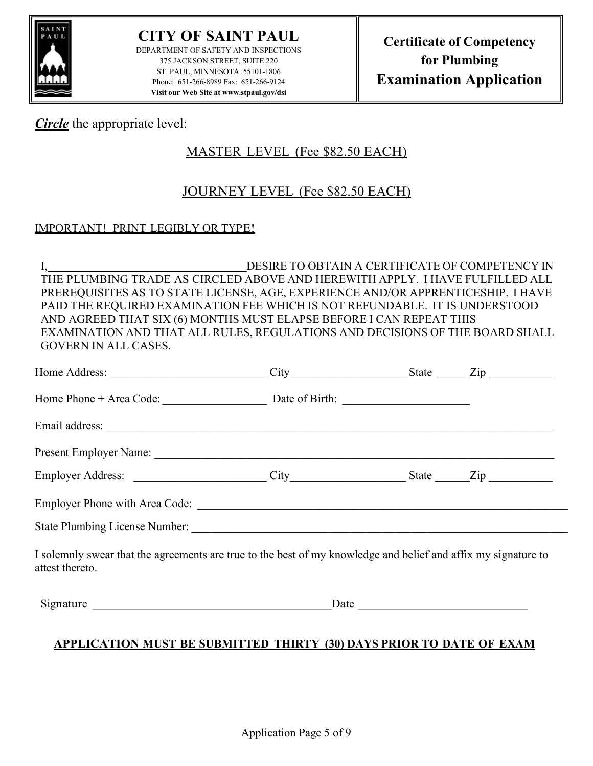# CITY OF SAINT PAUL

DEPARTMENT OF SAFETY AND INSPECTIONS
375 JACKSON STREET, SUITE 220
ST. PAUL, MINNESOTA 55101-1806
Phone: 651-266-8989 Fax: 651-266-9124
**Visit our Web Site at www.stpaul.gov/dsi**

## Certificate of Competency for Plumbing Examination Application

***Circle*** the appropriate level:

MASTER LEVEL (Fee $82.50 EACH)

JOURNEY LEVEL (Fee $82.50 EACH)

IMPORTANT! PRINT LEGIBLY OR TYPE!

I,________________________________DESIRE TO OBTAIN A CERTIFICATE OF COMPETENCY IN THE PLUMBING TRADE AS CIRCLED ABOVE AND HEREWITH APPLY. I HAVE FULFILLED ALL PREREQUISITES AS TO STATE LICENSE, AGE, EXPERIENCE AND/OR APPRENTICESHIP. I HAVE PAID THE REQUIRED EXAMINATION FEE WHICH IS NOT REFUNDABLE. IT IS UNDERSTOOD AND AGREED THAT SIX (6) MONTHS MUST ELAPSE BEFORE I CAN REPEAT THIS EXAMINATION AND THAT ALL RULES, REGULATIONS AND DECISIONS OF THE BOARD SHALL GOVERN IN ALL CASES.

Home Address: ________________________ City__________________ State ______Zip __________

Home Phone + Area Code: ________________ Date of Birth: ____________________

Email address: ______________________________________________________________

Present Employer Name: _______________________________________________________

Employer Address: ______________________ City__________________ State ______Zip __________

Employer Phone with Area Code: _________________________________________________

State Plumbing License Number: _________________________________________________

I solemnly swear that the agreements are true to the best of my knowledge and belief and affix my signature to attest thereto.

Signature ________________________________________Date ___________________________

**APPLICATION MUST BE SUBMITTED THIRTY (30) DAYS PRIOR TO DATE OF EXAM**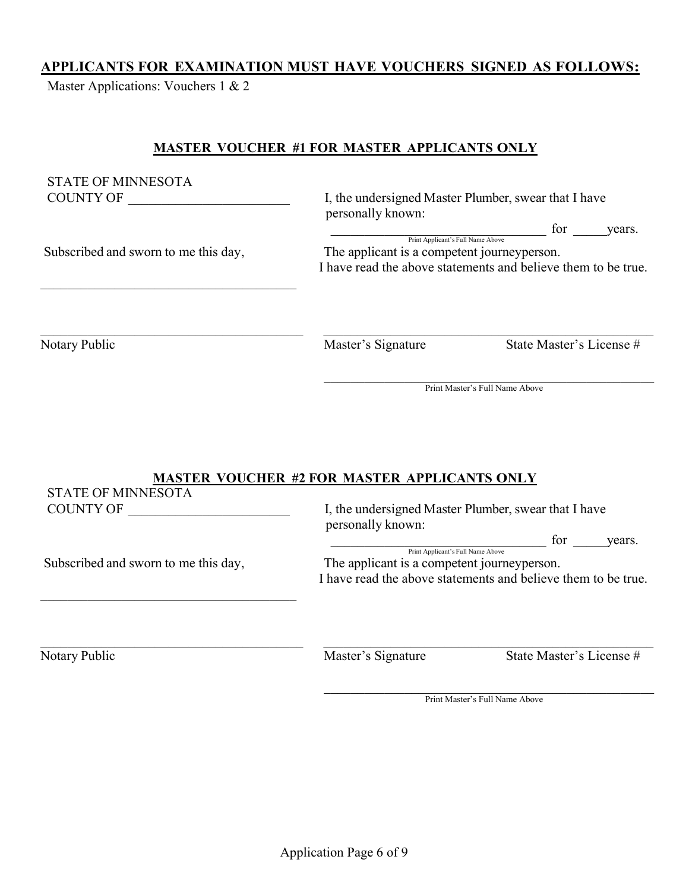**APPLICANTS FOR EXAMINATION MUST HAVE VOUCHERS SIGNED AS FOLLOWS:**

Master Applications: Vouchers 1 & 2

**MASTER VOUCHER #1 FOR MASTER APPLICANTS ONLY**

STATE OF MINNESOTA
COUNTY OF ________________________

I, the undersigned Master Plumber, swear that I have personally known:

__________________________________ for _____years.
Print Applicant's Full Name Above

Subscribed and sworn to me this day,

The applicant is a competent journeyperson.
I have read the above statements and believe them to be true.

_____________________________________

_____________________________________
Notary Public

_____________________________________
Master's Signature State Master's License #

_____________________________________
Print Master's Full Name Above

**MASTER VOUCHER #2 FOR MASTER APPLICANTS ONLY**

STATE OF MINNESOTA
COUNTY OF ________________________

I, the undersigned Master Plumber, swear that I have personally known:

__________________________________ for _____years.
Print Applicant's Full Name Above

Subscribed and sworn to me this day,

The applicant is a competent journeyperson.
I have read the above statements and believe them to be true.

_____________________________________

_____________________________________
Notary Public

_____________________________________
Master's Signature State Master's License #

_____________________________________
Print Master's Full Name Above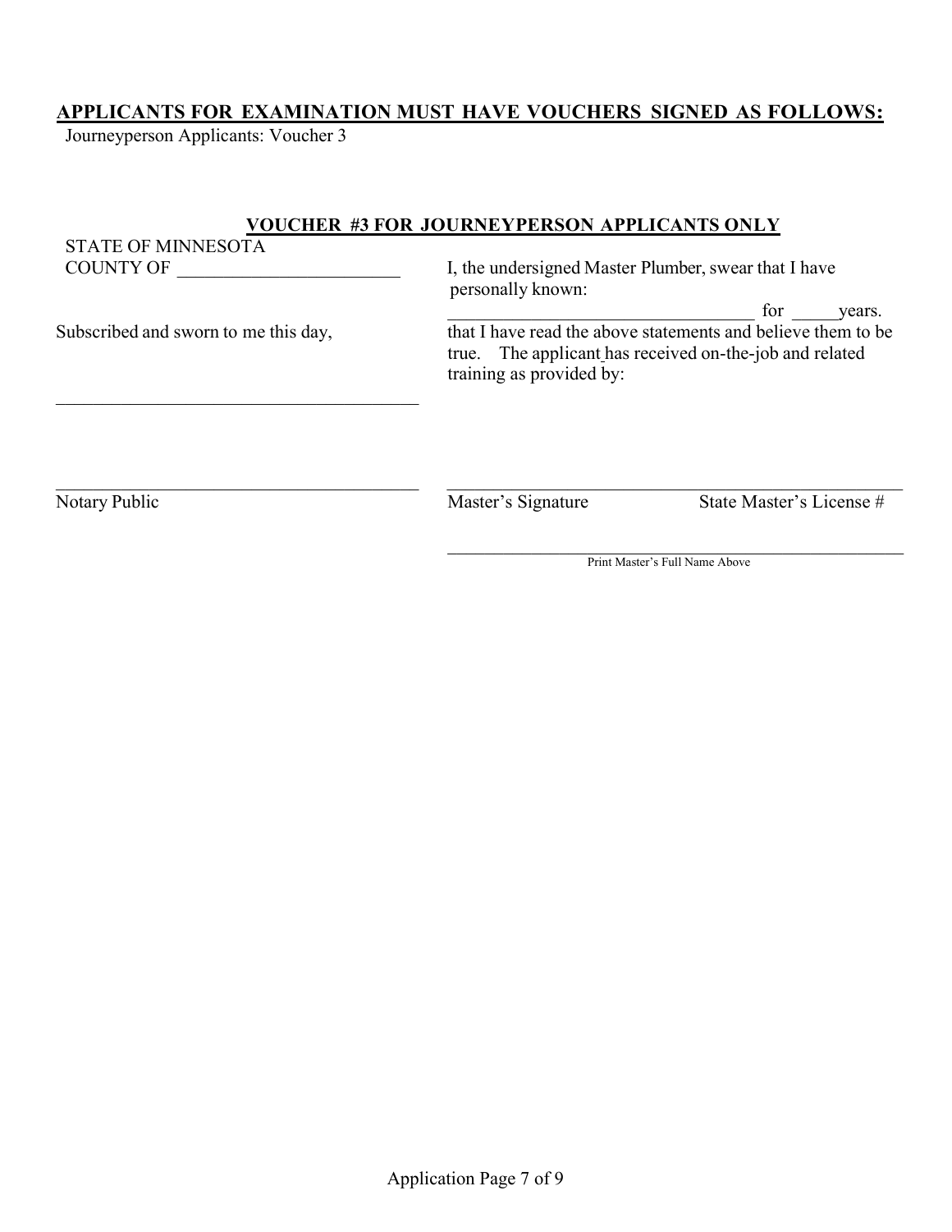**APPLICANTS FOR EXAMINATION MUST HAVE VOUCHERS SIGNED AS FOLLOWS:**

Journeyperson Applicants: Voucher 3

**VOUCHER #3 FOR JOURNEYPERSON APPLICANTS ONLY**

STATE OF MINNESOTA
COUNTY OF ________________________

I, the undersigned Master Plumber, swear that I have personally known:

________________________________ for _____years.

that I have read the above statements and believe them to be true. The applicant has received on-the-job and related training as provided by:

Subscribed and sworn to me this day,

______________________________________

______________________________________
Notary Public

______________________________________
Master's Signature State Master's License #

______________________________________
Print Master's Full Name Above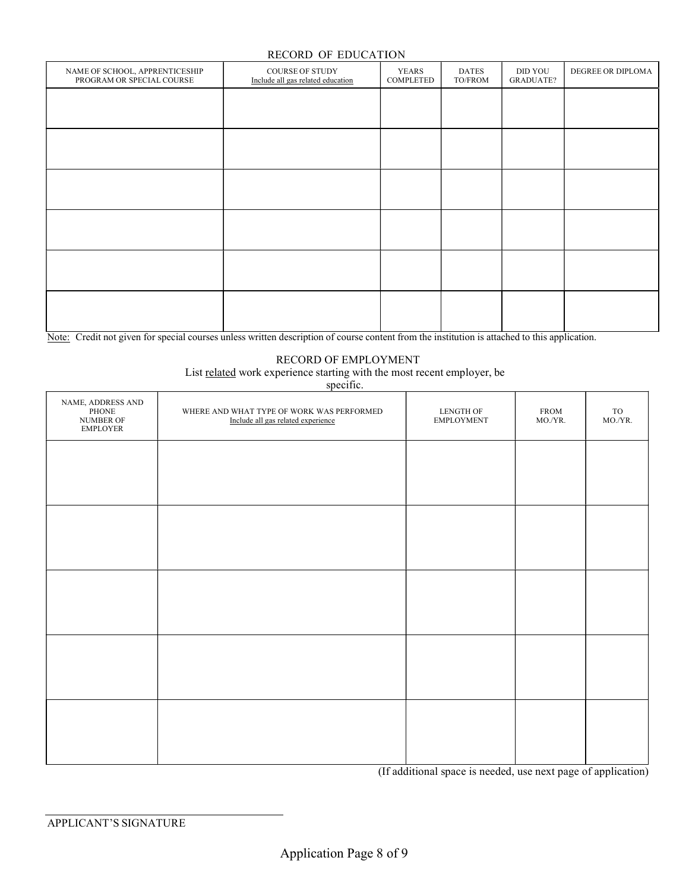## RECORD OF EDUCATION

| NAME OF SCHOOL, APPRENTICESHIP PROGRAM OR SPECIAL COURSE | COURSE OF STUDY Include all gas related education | YEARS COMPLETED | DATES TO/FROM | DID YOU GRADUATE? | DEGREE OR DIPLOMA |
|---|---|---|---|---|---|
| | | | | | |
| | | | | | |
| | | | | | |
| | | | | | |
| | | | | | |
| | | | | | |

Note: Credit not given for special courses unless written description of course content from the institution is attached to this application.

## RECORD OF EMPLOYMENT

List related work experience starting with the most recent employer, be specific.

| NAME, ADDRESS AND PHONE NUMBER OF EMPLOYER | WHERE AND WHAT TYPE OF WORK WAS PERFORMED Include all gas related experience | LENGTH OF EMPLOYMENT | FROM MO./YR. | TO MO./YR. |
|---|---|---|---|---|
| | | | | |
| | | | | |
| | | | | |
| | | | | |
| | | | | |

(If additional space is needed, use next page of application)

APPLICANT'S SIGNATURE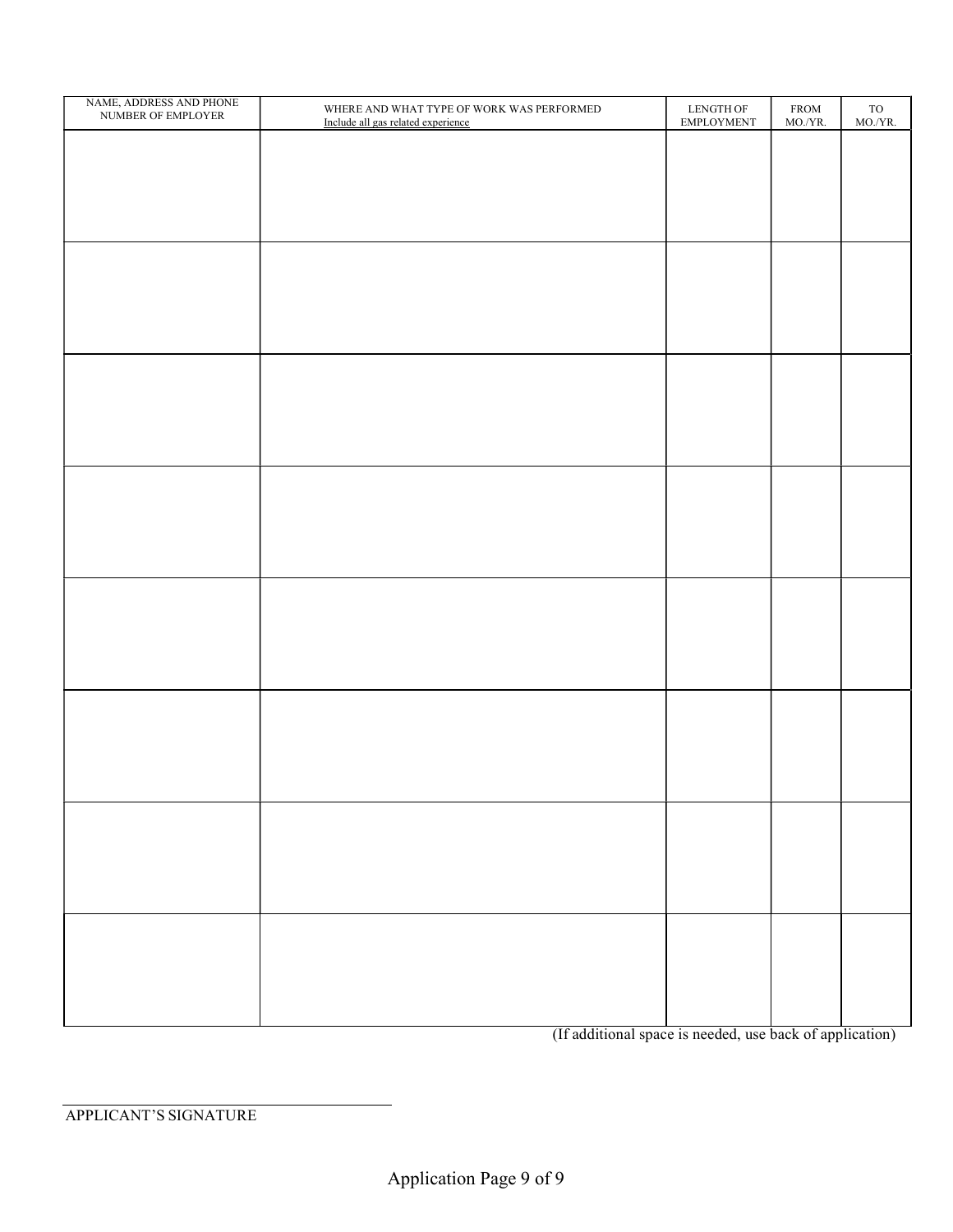| NAME, ADDRESS AND PHONE NUMBER OF EMPLOYER | WHERE AND WHAT TYPE OF WORK WAS PERFORMED<br>Include all gas related experience | LENGTH OF EMPLOYMENT | FROM MO./YR. | TO MO./YR. |
|---|---|---|---|---|
| | | | | |
| | | | | |
| | | | | |
| | | | | |
| | | | | |
| | | | | |
| | | | | |
| | | | | |

(If additional space is needed, use back of application)

APPLICANT'S SIGNATURE